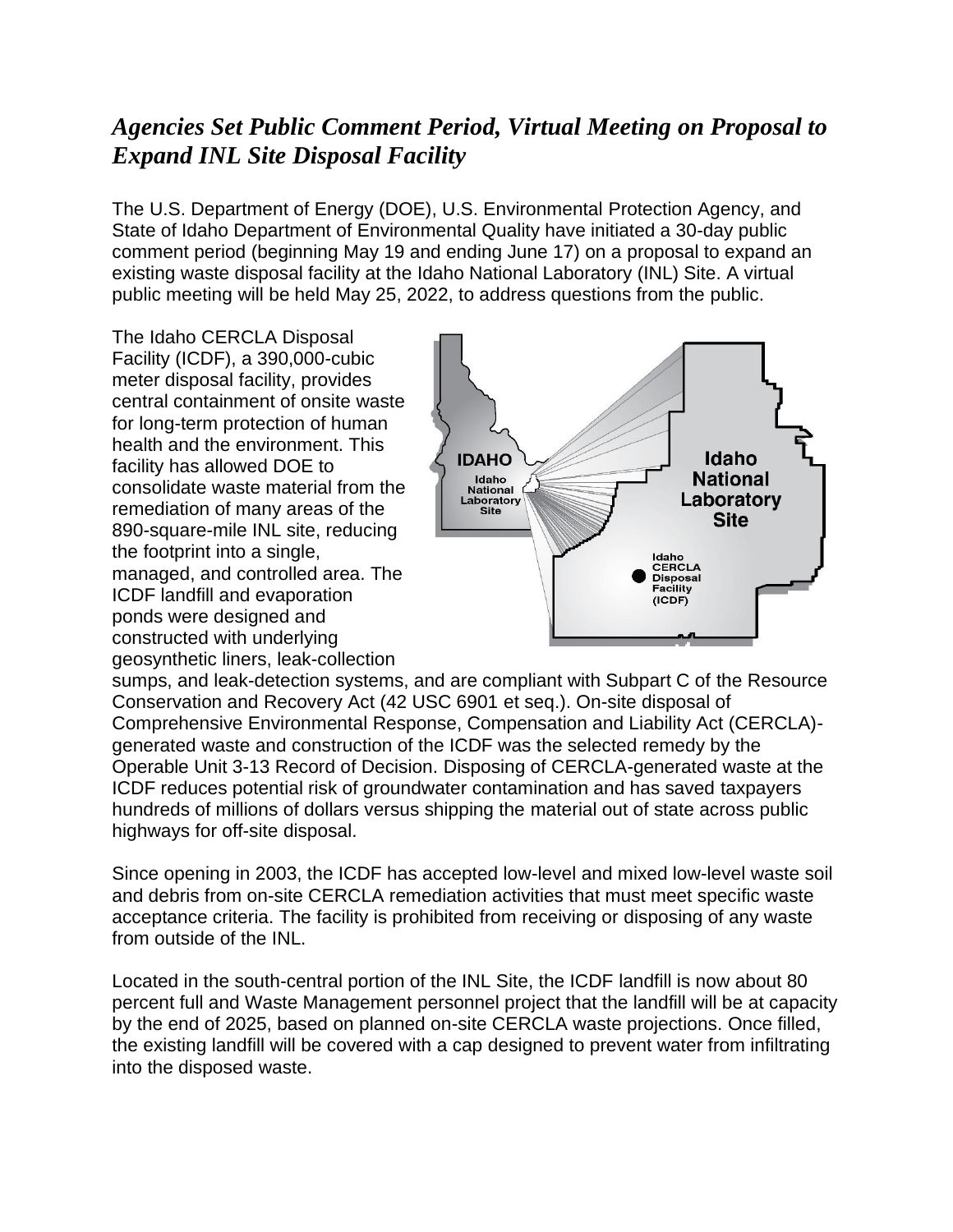# *Agencies Set Public Comment Period, Virtual Meeting on Proposal to Expand INL Site Disposal Facility*

The U.S. Department of Energy (DOE), U.S. Environmental Protection Agency, and State of Idaho Department of Environmental Quality have initiated a 30-day public comment period (beginning May 19 and ending June 17) on a proposal to expand an existing waste disposal facility at the Idaho National Laboratory (INL) Site. A virtual public meeting will be held May 25, 2022, to address questions from the public.

The Idaho CERCLA Disposal Facility (ICDF), a 390,000-cubic meter disposal facility, provides central containment of onsite waste for long-term protection of human health and the environment. This facility has allowed DOE to consolidate waste material from the remediation of many areas of the 890-square-mile INL site, reducing the footprint into a single, managed, and controlled area. The ICDF landfill and evaporation ponds were designed and constructed with underlying geosynthetic liners, leak-collection sumps, and leak-detection systems, and are compliant with Subpart C of the Resource Conservation and Recovery Act (42 USC 6901 et seq.). On-site disposal of Comprehensive Environmental Response, Compensation and Liability Act (CERCLA)-generated waste and construction of the ICDF was the selected remedy by the Operable Unit 3-13 Record of Decision. Disposing of CERCLA-generated waste at the ICDF reduces potential risk of groundwater contamination and has saved taxpayers hundreds of millions of dollars versus shipping the material out of state across public highways for off-site disposal.

Since opening in 2003, the ICDF has accepted low-level and mixed low-level waste soil and debris from on-site CERCLA remediation activities that must meet specific waste acceptance criteria. The facility is prohibited from receiving or disposing of any waste from outside of the INL.

Located in the south-central portion of the INL Site, the ICDF landfill is now about 80 percent full and Waste Management personnel project that the landfill will be at capacity by the end of 2025, based on planned on-site CERCLA waste projections. Once filled, the existing landfill will be covered with a cap designed to prevent water from infiltrating into the disposed waste.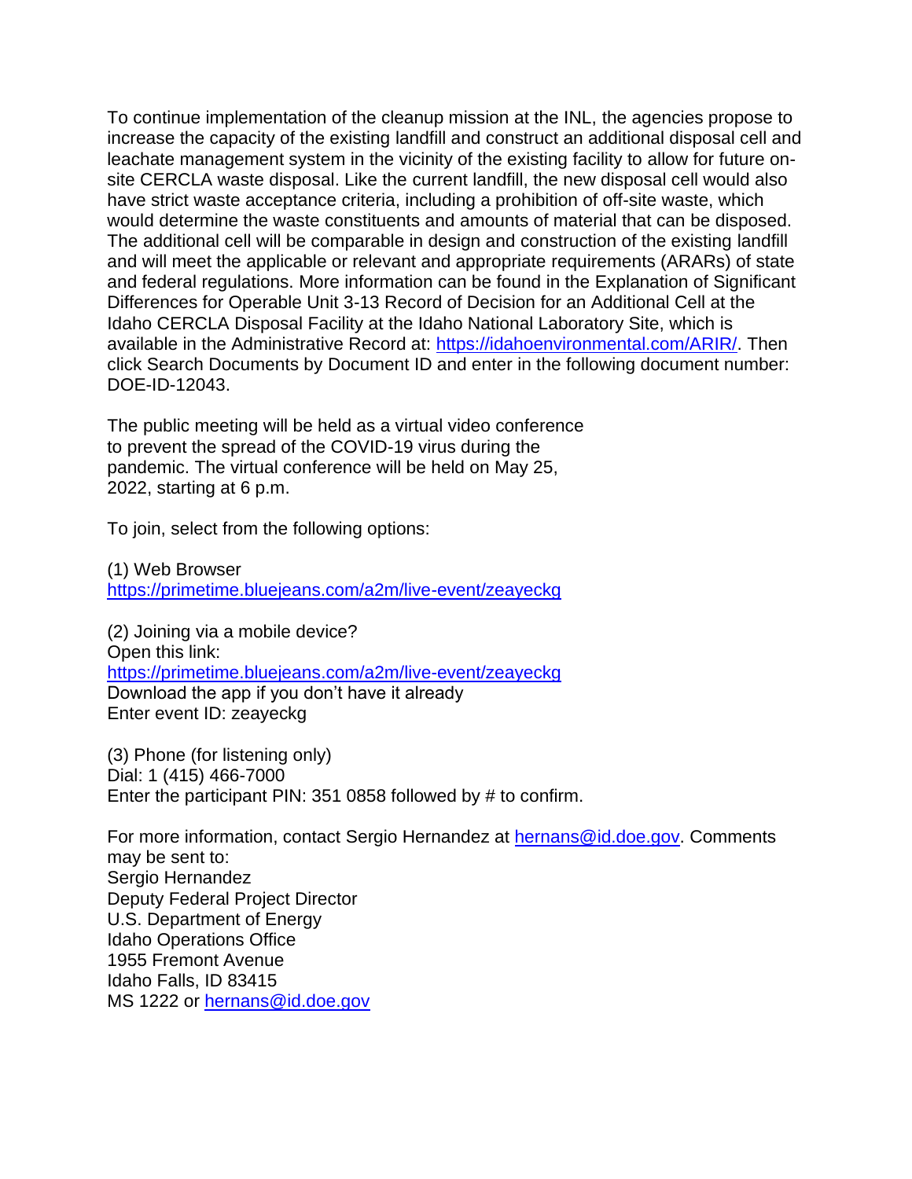To continue implementation of the cleanup mission at the INL, the agencies propose to increase the capacity of the existing landfill and construct an additional disposal cell and leachate management system in the vicinity of the existing facility to allow for future on-site CERCLA waste disposal. Like the current landfill, the new disposal cell would also have strict waste acceptance criteria, including a prohibition of off-site waste, which would determine the waste constituents and amounts of material that can be disposed. The additional cell will be comparable in design and construction of the existing landfill and will meet the applicable or relevant and appropriate requirements (ARARs) of state and federal regulations. More information can be found in the Explanation of Significant Differences for Operable Unit 3-13 Record of Decision for an Additional Cell at the Idaho CERCLA Disposal Facility at the Idaho National Laboratory Site, which is available in the Administrative Record at: https://idahoenvironmental.com/ARIR/. Then click Search Documents by Document ID and enter in the following document number: DOE-ID-12043.

The public meeting will be held as a virtual video conference to prevent the spread of the COVID-19 virus during the pandemic. The virtual conference will be held on May 25, 2022, starting at 6 p.m.

To join, select from the following options:

(1) Web Browser
https://primetime.bluejeans.com/a2m/live-event/zeayeckg

(2) Joining via a mobile device?
Open this link:
https://primetime.bluejeans.com/a2m/live-event/zeayeckg
Download the app if you don't have it already
Enter event ID: zeayeckg

(3) Phone (for listening only)
Dial: 1 (415) 466-7000
Enter the participant PIN: 351 0858 followed by # to confirm.

For more information, contact Sergio Hernandez at hernans@id.doe.gov. Comments may be sent to:
Sergio Hernandez
Deputy Federal Project Director
U.S. Department of Energy
Idaho Operations Office
1955 Fremont Avenue
Idaho Falls, ID 83415
MS 1222 or hernans@id.doe.gov